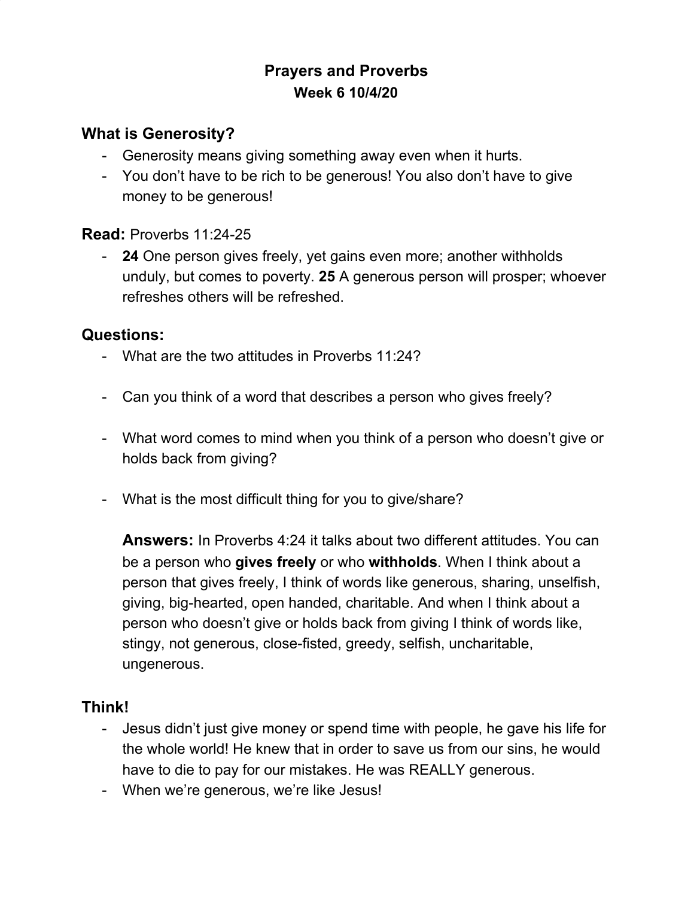# Prayers and Proverbs

### Week 6 10/4/20

## What is Generosity?

- Generosity means giving something away even when it hurts.
- You don't have to be rich to be generous! You also don't have to give money to be generous!

**Read:** Proverbs 11:24-25

- **24** One person gives freely, yet gains even more; another withholds unduly, but comes to poverty. **25** A generous person will prosper; whoever refreshes others will be refreshed.

## Questions:

- What are the two attitudes in Proverbs 11:24?
- Can you think of a word that describes a person who gives freely?
- What word comes to mind when you think of a person who doesn't give or holds back from giving?
- What is the most difficult thing for you to give/share?

  **Answers:** In Proverbs 4:24 it talks about two different attitudes. You can be a person who **gives freely** or who **withholds**. When I think about a person that gives freely, I think of words like generous, sharing, unselfish, giving, big-hearted, open handed, charitable. And when I think about a person who doesn't give or holds back from giving I think of words like, stingy, not generous, close-fisted, greedy, selfish, uncharitable, ungenerous.

## Think!

- Jesus didn't just give money or spend time with people, he gave his life for the whole world! He knew that in order to save us from our sins, he would have to die to pay for our mistakes. He was REALLY generous.
- When we're generous, we're like Jesus!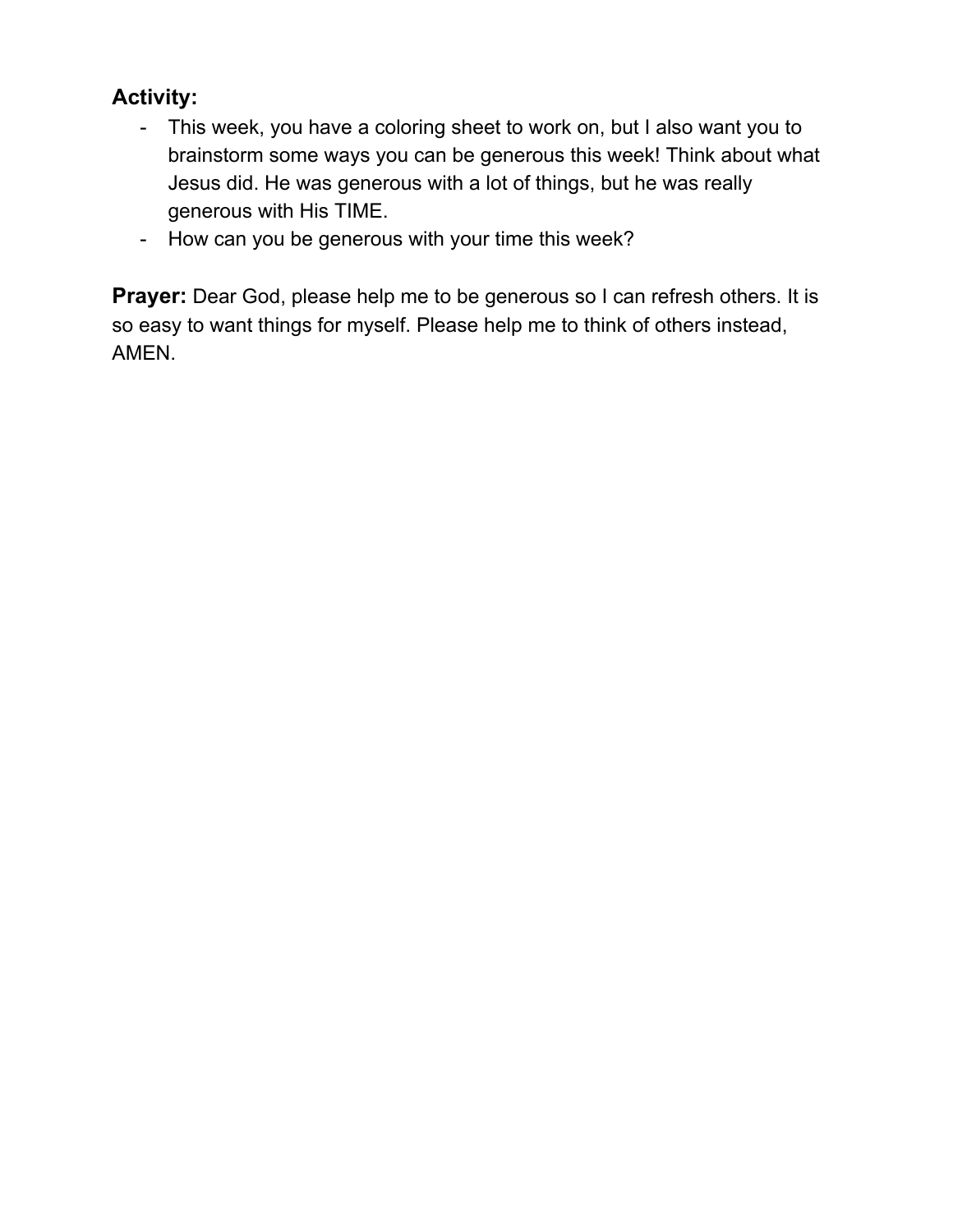**Activity:**

- This week, you have a coloring sheet to work on, but I also want you to brainstorm some ways you can be generous this week! Think about what Jesus did. He was generous with a lot of things, but he was really generous with His TIME.
- How can you be generous with your time this week?

**Prayer:** Dear God, please help me to be generous so I can refresh others. It is so easy to want things for myself. Please help me to think of others instead, AMEN.